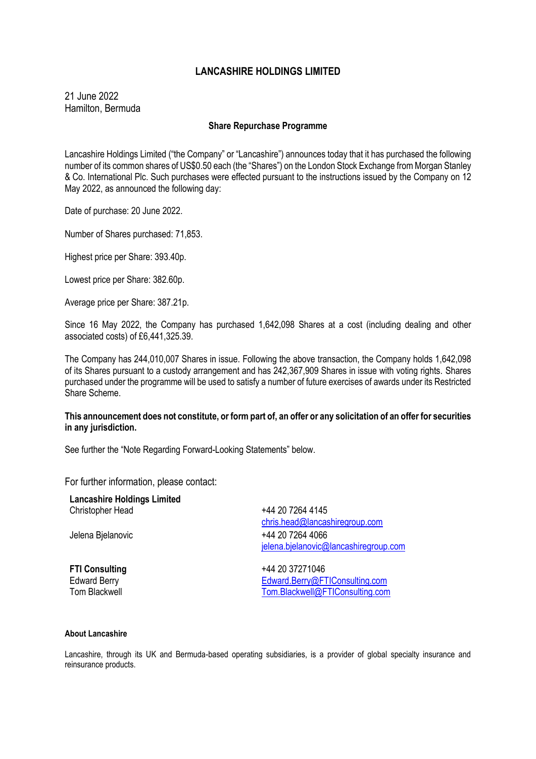# LANCASHIRE HOLDINGS LIMITED

21 June 2022
Hamilton, Bermuda

## Share Repurchase Programme

Lancashire Holdings Limited ("the Company" or "Lancashire") announces today that it has purchased the following number of its common shares of US$0.50 each (the "Shares") on the London Stock Exchange from Morgan Stanley & Co. International Plc. Such purchases were effected pursuant to the instructions issued by the Company on 12 May 2022, as announced the following day:

Date of purchase: 20 June 2022.

Number of Shares purchased: 71,853.

Highest price per Share: 393.40p.

Lowest price per Share: 382.60p.

Average price per Share: 387.21p.

Since 16 May 2022, the Company has purchased 1,642,098 Shares at a cost (including dealing and other associated costs) of £6,441,325.39.

The Company has 244,010,007 Shares in issue. Following the above transaction, the Company holds 1,642,098 of its Shares pursuant to a custody arrangement and has 242,367,909 Shares in issue with voting rights. Shares purchased under the programme will be used to satisfy a number of future exercises of awards under its Restricted Share Scheme.

**This announcement does not constitute, or form part of, an offer or any solicitation of an offer for securities in any jurisdiction.**

See further the "Note Regarding Forward-Looking Statements" below.

For further information, please contact:

**Lancashire Holdings Limited**

Christopher Head — +44 20 7264 4145 — chris.head@lancashiregroup.com

Jelena Bjelanovic — +44 20 7264 4066 — jelena.bjelanovic@lancashiregroup.com

**FTI Consulting** — +44 20 37271046

Edward Berry — Edward.Berry@FTIConsulting.com

Tom Blackwell — Tom.Blackwell@FTIConsulting.com

**About Lancashire**

Lancashire, through its UK and Bermuda-based operating subsidiaries, is a provider of global specialty insurance and reinsurance products.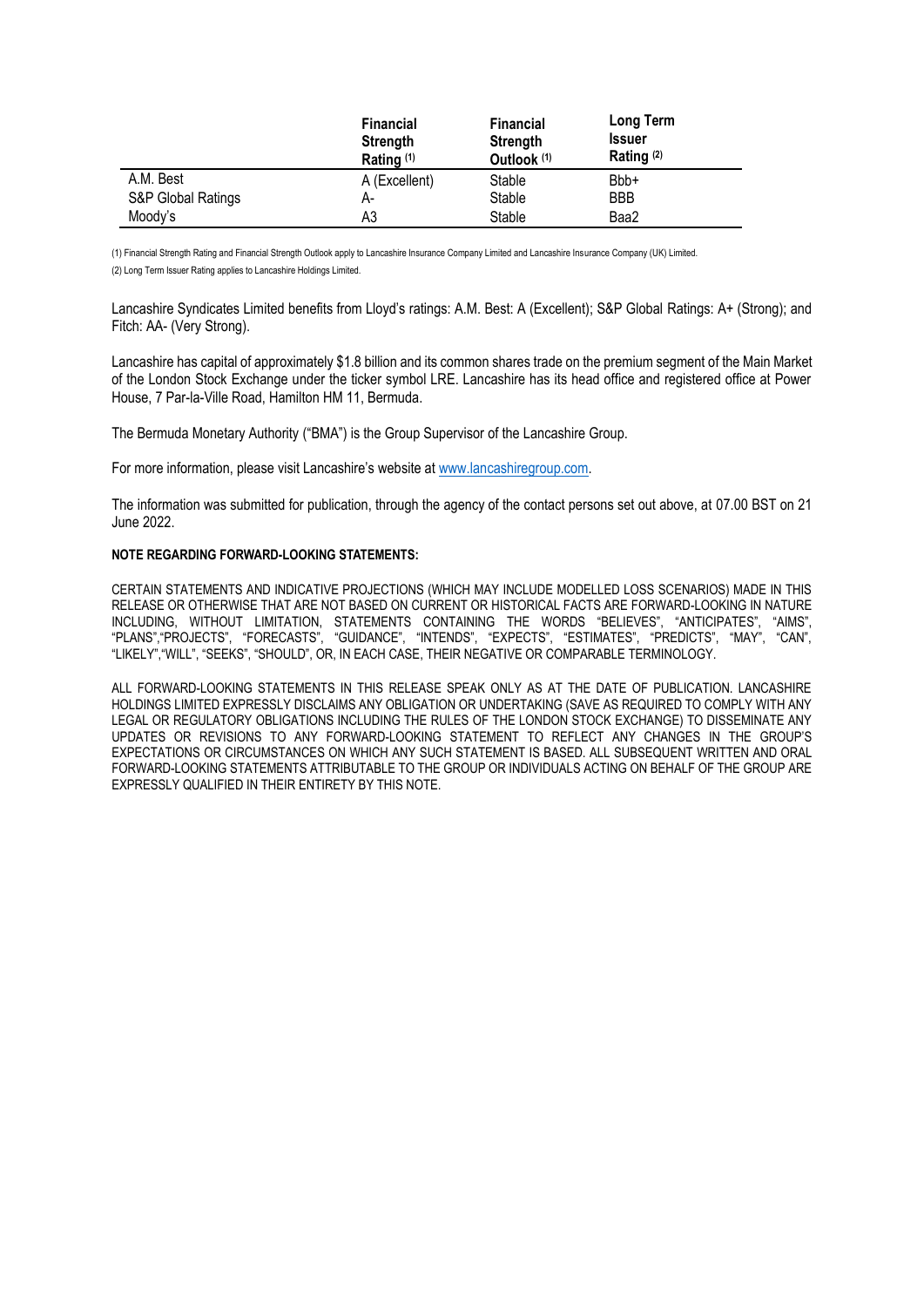| | Financial Strength Rating (1) | Financial Strength Outlook (1) | Long Term Issuer Rating (2) |
|---|---|---|---|
| A.M. Best | A (Excellent) | Stable | Bbb+ |
| S&P Global Ratings | A- | Stable | BBB |
| Moody's | A3 | Stable | Baa2 |

(1) Financial Strength Rating and Financial Strength Outlook apply to Lancashire Insurance Company Limited and Lancashire Insurance Company (UK) Limited.

(2) Long Term Issuer Rating applies to Lancashire Holdings Limited.

Lancashire Syndicates Limited benefits from Lloyd's ratings: A.M. Best: A (Excellent); S&P Global Ratings: A+ (Strong); and Fitch: AA- (Very Strong).

Lancashire has capital of approximately $1.8 billion and its common shares trade on the premium segment of the Main Market of the London Stock Exchange under the ticker symbol LRE. Lancashire has its head office and registered office at Power House, 7 Par-la-Ville Road, Hamilton HM 11, Bermuda.

The Bermuda Monetary Authority ("BMA") is the Group Supervisor of the Lancashire Group.

For more information, please visit Lancashire's website at www.lancashiregroup.com.

The information was submitted for publication, through the agency of the contact persons set out above, at 07.00 BST on 21 June 2022.

**NOTE REGARDING FORWARD-LOOKING STATEMENTS:**

CERTAIN STATEMENTS AND INDICATIVE PROJECTIONS (WHICH MAY INCLUDE MODELLED LOSS SCENARIOS) MADE IN THIS RELEASE OR OTHERWISE THAT ARE NOT BASED ON CURRENT OR HISTORICAL FACTS ARE FORWARD-LOOKING IN NATURE INCLUDING, WITHOUT LIMITATION, STATEMENTS CONTAINING THE WORDS "BELIEVES", "ANTICIPATES", "AIMS", "PLANS","PROJECTS", "FORECASTS", "GUIDANCE", "INTENDS", "EXPECTS", "ESTIMATES", "PREDICTS", "MAY", "CAN", "LIKELY","WILL", "SEEKS", "SHOULD", OR, IN EACH CASE, THEIR NEGATIVE OR COMPARABLE TERMINOLOGY.

ALL FORWARD-LOOKING STATEMENTS IN THIS RELEASE SPEAK ONLY AS AT THE DATE OF PUBLICATION. LANCASHIRE HOLDINGS LIMITED EXPRESSLY DISCLAIMS ANY OBLIGATION OR UNDERTAKING (SAVE AS REQUIRED TO COMPLY WITH ANY LEGAL OR REGULATORY OBLIGATIONS INCLUDING THE RULES OF THE LONDON STOCK EXCHANGE) TO DISSEMINATE ANY UPDATES OR REVISIONS TO ANY FORWARD-LOOKING STATEMENT TO REFLECT ANY CHANGES IN THE GROUP'S EXPECTATIONS OR CIRCUMSTANCES ON WHICH ANY SUCH STATEMENT IS BASED. ALL SUBSEQUENT WRITTEN AND ORAL FORWARD-LOOKING STATEMENTS ATTRIBUTABLE TO THE GROUP OR INDIVIDUALS ACTING ON BEHALF OF THE GROUP ARE EXPRESSLY QUALIFIED IN THEIR ENTIRETY BY THIS NOTE.